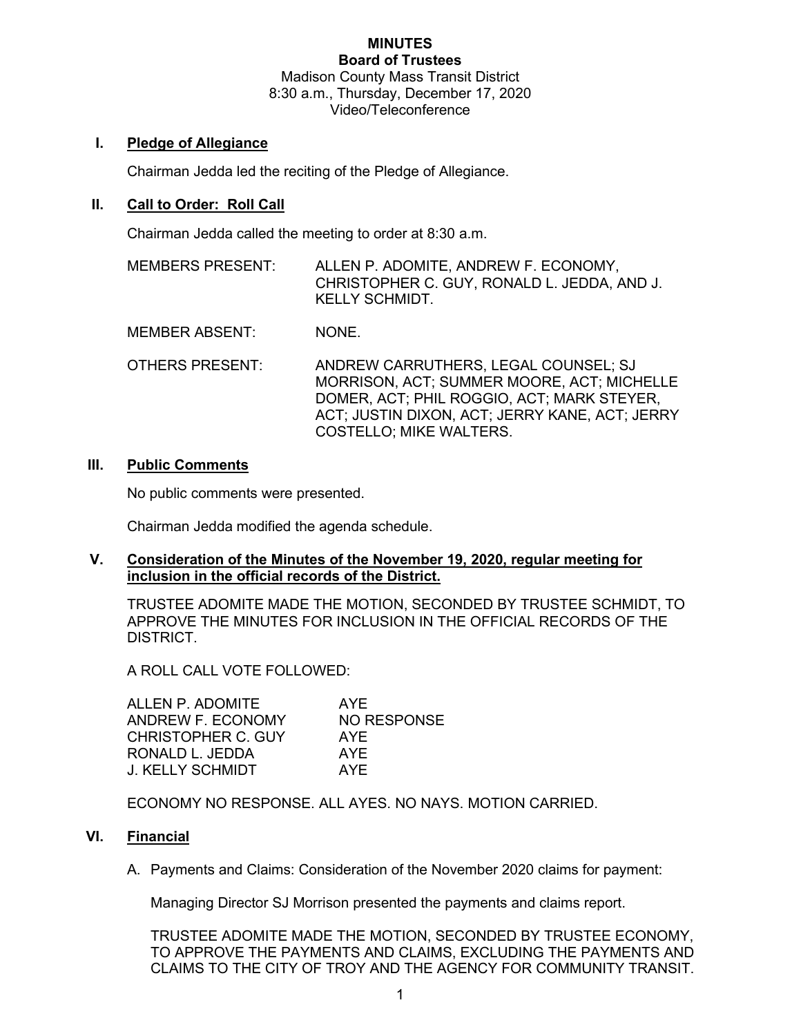# MINUTES
## Board of Trustees

Madison County Mass Transit District
8:30 a.m., Thursday, December 17, 2020
Video/Teleconference

## I. Pledge of Allegiance

Chairman Jedda led the reciting of the Pledge of Allegiance.

## II. Call to Order: Roll Call

Chairman Jedda called the meeting to order at 8:30 a.m.

| | |
|---|---|
| MEMBERS PRESENT: | ALLEN P. ADOMITE, ANDREW F. ECONOMY, CHRISTOPHER C. GUY, RONALD L. JEDDA, AND J. KELLY SCHMIDT. |
| MEMBER ABSENT: | NONE. |
| OTHERS PRESENT: | ANDREW CARRUTHERS, LEGAL COUNSEL; SJ MORRISON, ACT; SUMMER MOORE, ACT; MICHELLE DOMER, ACT; PHIL ROGGIO, ACT; MARK STEYER, ACT; JUSTIN DIXON, ACT; JERRY KANE, ACT; JERRY COSTELLO; MIKE WALTERS. |

## III. Public Comments

No public comments were presented.

Chairman Jedda modified the agenda schedule.

## V. Consideration of the Minutes of the November 19, 2020, regular meeting for inclusion in the official records of the District.

TRUSTEE ADOMITE MADE THE MOTION, SECONDED BY TRUSTEE SCHMIDT, TO APPROVE THE MINUTES FOR INCLUSION IN THE OFFICIAL RECORDS OF THE DISTRICT.

A ROLL CALL VOTE FOLLOWED:

| | |
|---|---|
| ALLEN P. ADOMITE | AYE |
| ANDREW F. ECONOMY | NO RESPONSE |
| CHRISTOPHER C. GUY | AYE |
| RONALD L. JEDDA | AYE |
| J. KELLY SCHMIDT | AYE |

ECONOMY NO RESPONSE. ALL AYES. NO NAYS. MOTION CARRIED.

## VI. Financial

A. Payments and Claims: Consideration of the November 2020 claims for payment:

Managing Director SJ Morrison presented the payments and claims report.

TRUSTEE ADOMITE MADE THE MOTION, SECONDED BY TRUSTEE ECONOMY, TO APPROVE THE PAYMENTS AND CLAIMS, EXCLUDING THE PAYMENTS AND CLAIMS TO THE CITY OF TROY AND THE AGENCY FOR COMMUNITY TRANSIT.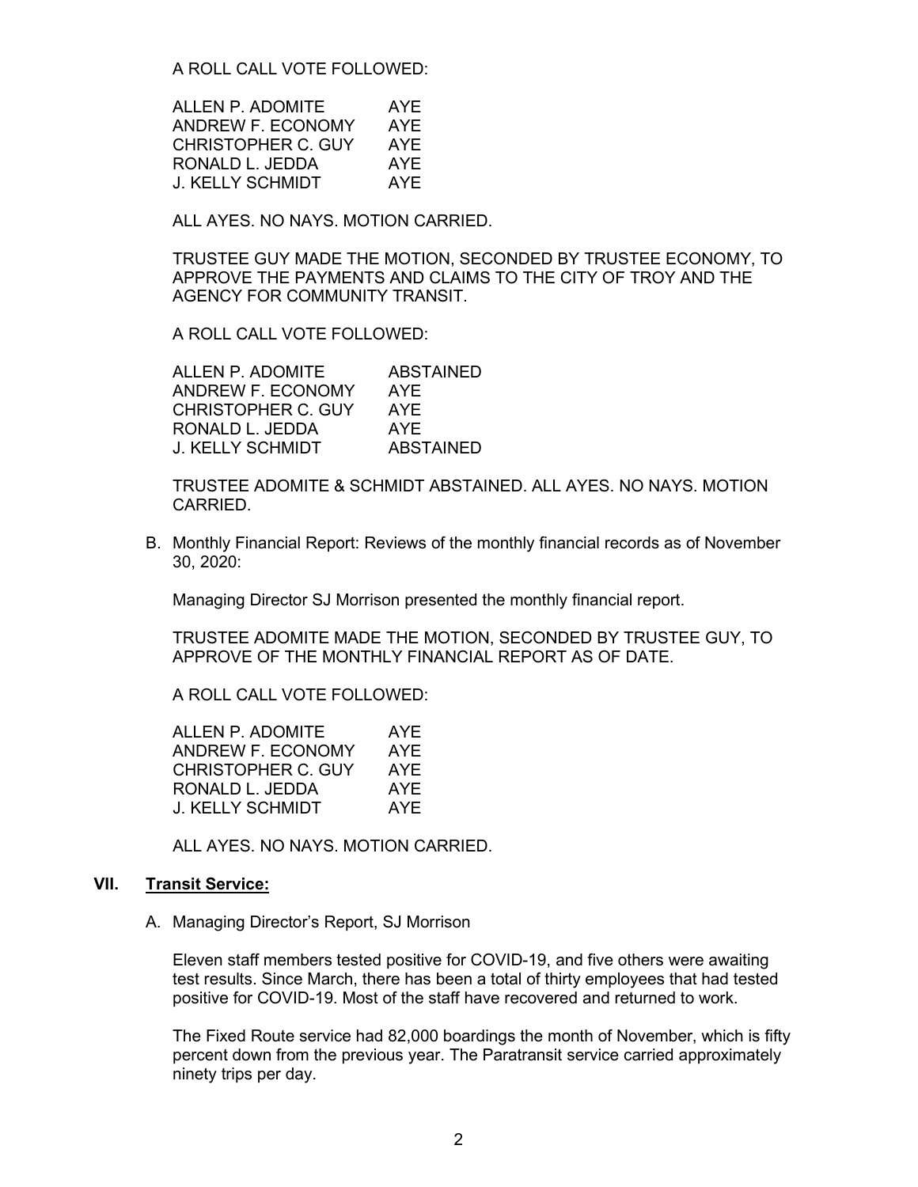A ROLL CALL VOTE FOLLOWED:

| | |
|---|---|
| ALLEN P. ADOMITE | AYE |
| ANDREW F. ECONOMY | AYE |
| CHRISTOPHER C. GUY | AYE |
| RONALD L. JEDDA | AYE |
| J. KELLY SCHMIDT | AYE |

ALL AYES. NO NAYS. MOTION CARRIED.

TRUSTEE GUY MADE THE MOTION, SECONDED BY TRUSTEE ECONOMY, TO APPROVE THE PAYMENTS AND CLAIMS TO THE CITY OF TROY AND THE AGENCY FOR COMMUNITY TRANSIT.

A ROLL CALL VOTE FOLLOWED:

| | |
|---|---|
| ALLEN P. ADOMITE | ABSTAINED |
| ANDREW F. ECONOMY | AYE |
| CHRISTOPHER C. GUY | AYE |
| RONALD L. JEDDA | AYE |
| J. KELLY SCHMIDT | ABSTAINED |

TRUSTEE ADOMITE & SCHMIDT ABSTAINED. ALL AYES. NO NAYS. MOTION CARRIED.

B. Monthly Financial Report: Reviews of the monthly financial records as of November 30, 2020:

Managing Director SJ Morrison presented the monthly financial report.

TRUSTEE ADOMITE MADE THE MOTION, SECONDED BY TRUSTEE GUY, TO APPROVE OF THE MONTHLY FINANCIAL REPORT AS OF DATE.

A ROLL CALL VOTE FOLLOWED:

| | |
|---|---|
| ALLEN P. ADOMITE | AYE |
| ANDREW F. ECONOMY | AYE |
| CHRISTOPHER C. GUY | AYE |
| RONALD L. JEDDA | AYE |
| J. KELLY SCHMIDT | AYE |

ALL AYES. NO NAYS. MOTION CARRIED.

## VII. Transit Service:

A. Managing Director's Report, SJ Morrison

Eleven staff members tested positive for COVID-19, and five others were awaiting test results. Since March, there has been a total of thirty employees that had tested positive for COVID-19. Most of the staff have recovered and returned to work.

The Fixed Route service had 82,000 boardings the month of November, which is fifty percent down from the previous year. The Paratransit service carried approximately ninety trips per day.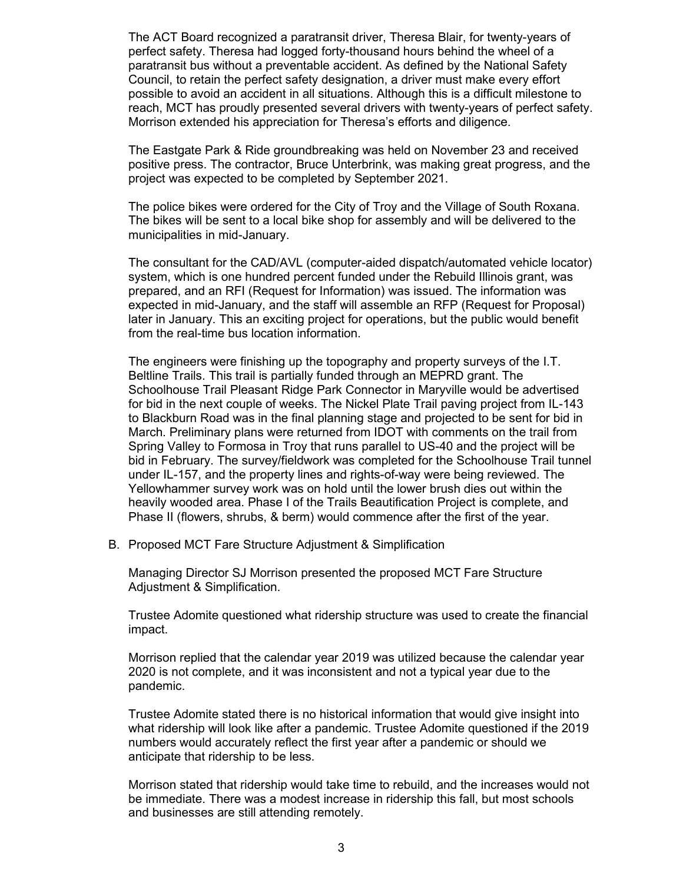The ACT Board recognized a paratransit driver, Theresa Blair, for twenty-years of perfect safety. Theresa had logged forty-thousand hours behind the wheel of a paratransit bus without a preventable accident. As defined by the National Safety Council, to retain the perfect safety designation, a driver must make every effort possible to avoid an accident in all situations. Although this is a difficult milestone to reach, MCT has proudly presented several drivers with twenty-years of perfect safety. Morrison extended his appreciation for Theresa's efforts and diligence.

The Eastgate Park & Ride groundbreaking was held on November 23 and received positive press. The contractor, Bruce Unterbrink, was making great progress, and the project was expected to be completed by September 2021.

The police bikes were ordered for the City of Troy and the Village of South Roxana. The bikes will be sent to a local bike shop for assembly and will be delivered to the municipalities in mid-January.

The consultant for the CAD/AVL (computer-aided dispatch/automated vehicle locator) system, which is one hundred percent funded under the Rebuild Illinois grant, was prepared, and an RFI (Request for Information) was issued. The information was expected in mid-January, and the staff will assemble an RFP (Request for Proposal) later in January. This an exciting project for operations, but the public would benefit from the real-time bus location information.

The engineers were finishing up the topography and property surveys of the I.T. Beltline Trails. This trail is partially funded through an MEPRD grant. The Schoolhouse Trail Pleasant Ridge Park Connector in Maryville would be advertised for bid in the next couple of weeks. The Nickel Plate Trail paving project from IL-143 to Blackburn Road was in the final planning stage and projected to be sent for bid in March. Preliminary plans were returned from IDOT with comments on the trail from Spring Valley to Formosa in Troy that runs parallel to US-40 and the project will be bid in February. The survey/fieldwork was completed for the Schoolhouse Trail tunnel under IL-157, and the property lines and rights-of-way were being reviewed. The Yellowhammer survey work was on hold until the lower brush dies out within the heavily wooded area. Phase I of the Trails Beautification Project is complete, and Phase II (flowers, shrubs, & berm) would commence after the first of the year.

B. Proposed MCT Fare Structure Adjustment & Simplification

Managing Director SJ Morrison presented the proposed MCT Fare Structure Adjustment & Simplification.

Trustee Adomite questioned what ridership structure was used to create the financial impact.

Morrison replied that the calendar year 2019 was utilized because the calendar year 2020 is not complete, and it was inconsistent and not a typical year due to the pandemic.

Trustee Adomite stated there is no historical information that would give insight into what ridership will look like after a pandemic. Trustee Adomite questioned if the 2019 numbers would accurately reflect the first year after a pandemic or should we anticipate that ridership to be less.

Morrison stated that ridership would take time to rebuild, and the increases would not be immediate. There was a modest increase in ridership this fall, but most schools and businesses are still attending remotely.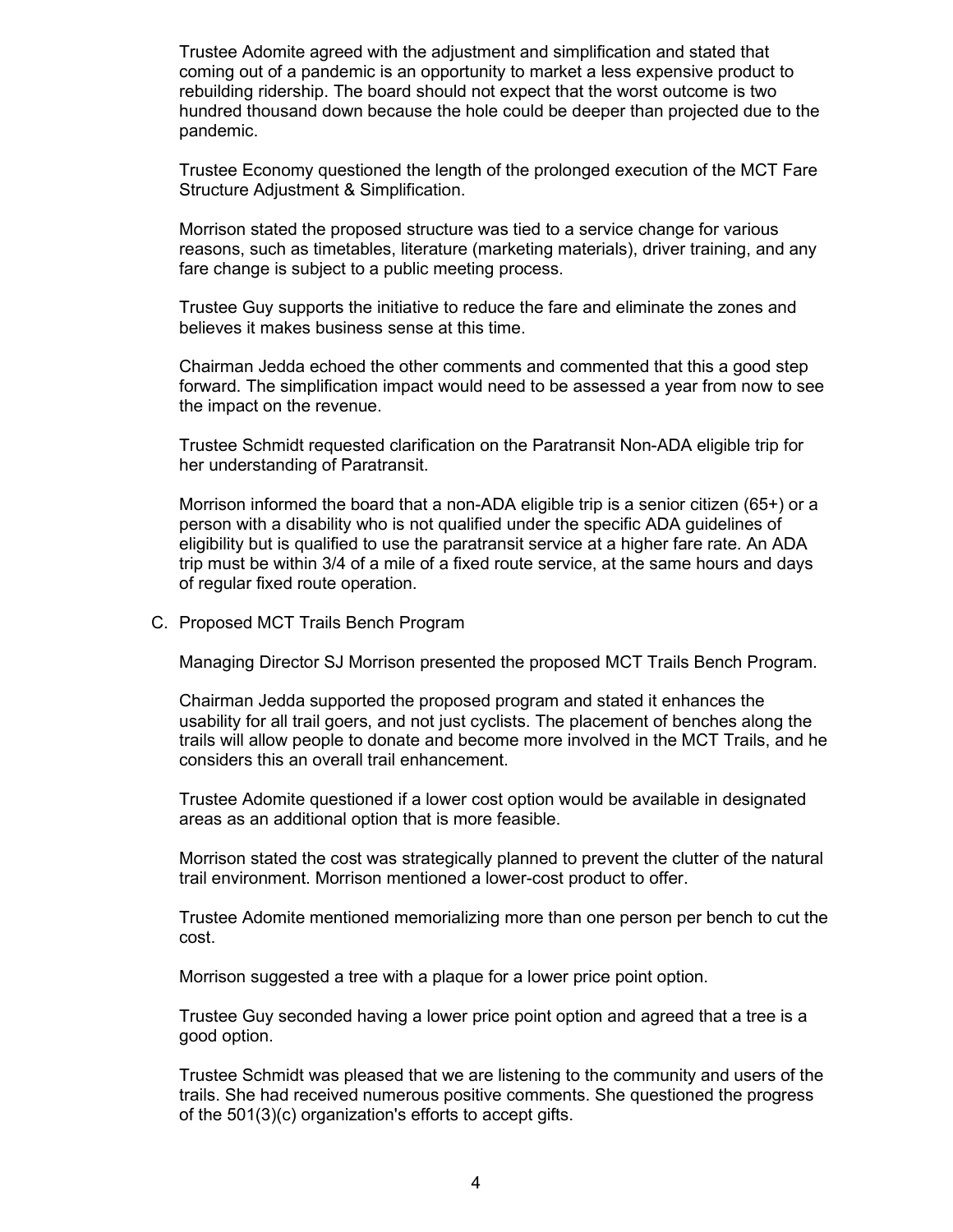Trustee Adomite agreed with the adjustment and simplification and stated that coming out of a pandemic is an opportunity to market a less expensive product to rebuilding ridership. The board should not expect that the worst outcome is two hundred thousand down because the hole could be deeper than projected due to the pandemic.

Trustee Economy questioned the length of the prolonged execution of the MCT Fare Structure Adjustment & Simplification.

Morrison stated the proposed structure was tied to a service change for various reasons, such as timetables, literature (marketing materials), driver training, and any fare change is subject to a public meeting process.

Trustee Guy supports the initiative to reduce the fare and eliminate the zones and believes it makes business sense at this time.

Chairman Jedda echoed the other comments and commented that this a good step forward. The simplification impact would need to be assessed a year from now to see the impact on the revenue.

Trustee Schmidt requested clarification on the Paratransit Non-ADA eligible trip for her understanding of Paratransit.

Morrison informed the board that a non-ADA eligible trip is a senior citizen (65+) or a person with a disability who is not qualified under the specific ADA guidelines of eligibility but is qualified to use the paratransit service at a higher fare rate. An ADA trip must be within 3/4 of a mile of a fixed route service, at the same hours and days of regular fixed route operation.

C. Proposed MCT Trails Bench Program

Managing Director SJ Morrison presented the proposed MCT Trails Bench Program.

Chairman Jedda supported the proposed program and stated it enhances the usability for all trail goers, and not just cyclists. The placement of benches along the trails will allow people to donate and become more involved in the MCT Trails, and he considers this an overall trail enhancement.

Trustee Adomite questioned if a lower cost option would be available in designated areas as an additional option that is more feasible.

Morrison stated the cost was strategically planned to prevent the clutter of the natural trail environment. Morrison mentioned a lower-cost product to offer.

Trustee Adomite mentioned memorializing more than one person per bench to cut the cost.

Morrison suggested a tree with a plaque for a lower price point option.

Trustee Guy seconded having a lower price point option and agreed that a tree is a good option.

Trustee Schmidt was pleased that we are listening to the community and users of the trails. She had received numerous positive comments. She questioned the progress of the 501(3)(c) organization's efforts to accept gifts.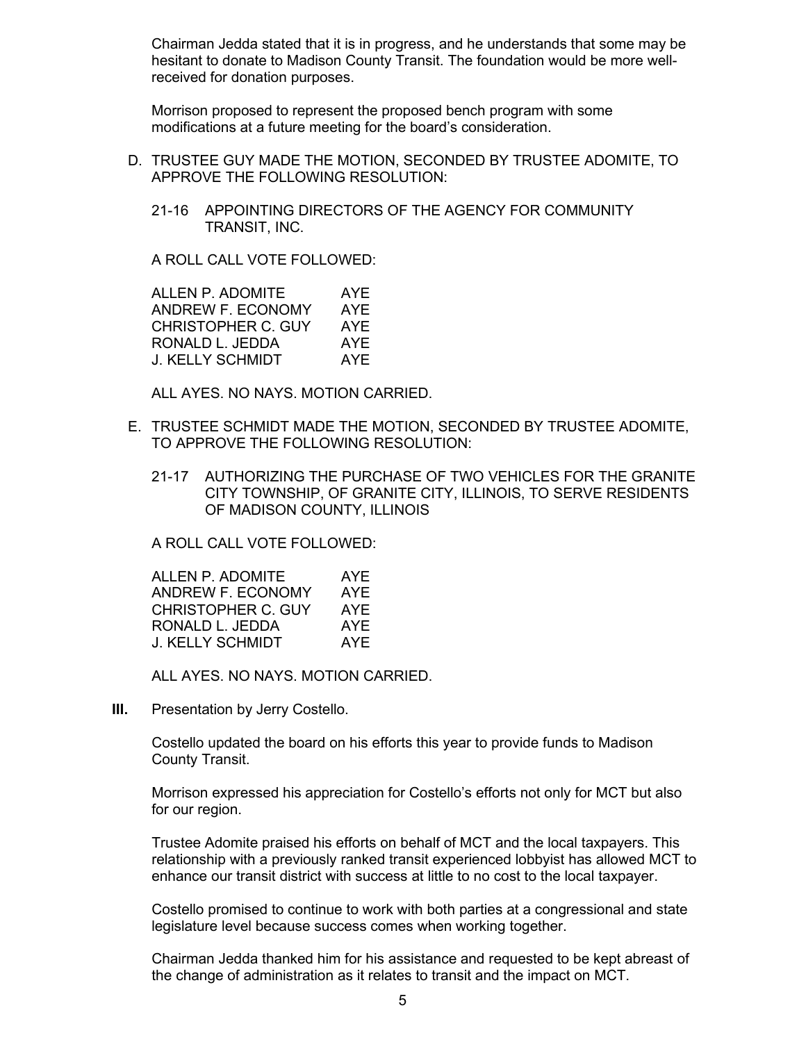Chairman Jedda stated that it is in progress, and he understands that some may be hesitant to donate to Madison County Transit. The foundation would be more well-received for donation purposes.

Morrison proposed to represent the proposed bench program with some modifications at a future meeting for the board's consideration.

D. TRUSTEE GUY MADE THE MOTION, SECONDED BY TRUSTEE ADOMITE, TO APPROVE THE FOLLOWING RESOLUTION:

   21-16 APPOINTING DIRECTORS OF THE AGENCY FOR COMMUNITY TRANSIT, INC.

   A ROLL CALL VOTE FOLLOWED:

   | | |
   |---|---|
   | ALLEN P. ADOMITE | AYE |
   | ANDREW F. ECONOMY | AYE |
   | CHRISTOPHER C. GUY | AYE |
   | RONALD L. JEDDA | AYE |
   | J. KELLY SCHMIDT | AYE |

   ALL AYES. NO NAYS. MOTION CARRIED.

E. TRUSTEE SCHMIDT MADE THE MOTION, SECONDED BY TRUSTEE ADOMITE, TO APPROVE THE FOLLOWING RESOLUTION:

   21-17 AUTHORIZING THE PURCHASE OF TWO VEHICLES FOR THE GRANITE CITY TOWNSHIP, OF GRANITE CITY, ILLINOIS, TO SERVE RESIDENTS OF MADISON COUNTY, ILLINOIS

   A ROLL CALL VOTE FOLLOWED:

   | | |
   |---|---|
   | ALLEN P. ADOMITE | AYE |
   | ANDREW F. ECONOMY | AYE |
   | CHRISTOPHER C. GUY | AYE |
   | RONALD L. JEDDA | AYE |
   | J. KELLY SCHMIDT | AYE |

   ALL AYES. NO NAYS. MOTION CARRIED.

**III.** Presentation by Jerry Costello.

Costello updated the board on his efforts this year to provide funds to Madison County Transit.

Morrison expressed his appreciation for Costello's efforts not only for MCT but also for our region.

Trustee Adomite praised his efforts on behalf of MCT and the local taxpayers. This relationship with a previously ranked transit experienced lobbyist has allowed MCT to enhance our transit district with success at little to no cost to the local taxpayer.

Costello promised to continue to work with both parties at a congressional and state legislature level because success comes when working together.

Chairman Jedda thanked him for his assistance and requested to be kept abreast of the change of administration as it relates to transit and the impact on MCT.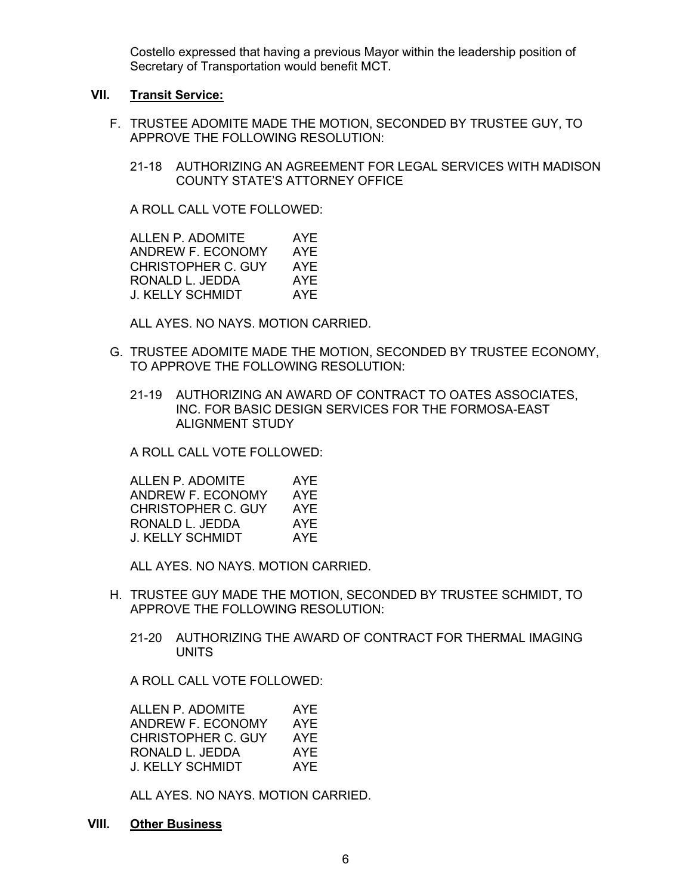Costello expressed that having a previous Mayor within the leadership position of Secretary of Transportation would benefit MCT.

## VII. Transit Service:

F. TRUSTEE ADOMITE MADE THE MOTION, SECONDED BY TRUSTEE GUY, TO APPROVE THE FOLLOWING RESOLUTION:

21-18 AUTHORIZING AN AGREEMENT FOR LEGAL SERVICES WITH MADISON COUNTY STATE'S ATTORNEY OFFICE

A ROLL CALL VOTE FOLLOWED:

| | |
|---|---|
| ALLEN P. ADOMITE | AYE |
| ANDREW F. ECONOMY | AYE |
| CHRISTOPHER C. GUY | AYE |
| RONALD L. JEDDA | AYE |
| J. KELLY SCHMIDT | AYE |

ALL AYES. NO NAYS. MOTION CARRIED.

G. TRUSTEE ADOMITE MADE THE MOTION, SECONDED BY TRUSTEE ECONOMY, TO APPROVE THE FOLLOWING RESOLUTION:

21-19 AUTHORIZING AN AWARD OF CONTRACT TO OATES ASSOCIATES, INC. FOR BASIC DESIGN SERVICES FOR THE FORMOSA-EAST ALIGNMENT STUDY

A ROLL CALL VOTE FOLLOWED:

| | |
|---|---|
| ALLEN P. ADOMITE | AYE |
| ANDREW F. ECONOMY | AYE |
| CHRISTOPHER C. GUY | AYE |
| RONALD L. JEDDA | AYE |
| J. KELLY SCHMIDT | AYE |

ALL AYES. NO NAYS. MOTION CARRIED.

H. TRUSTEE GUY MADE THE MOTION, SECONDED BY TRUSTEE SCHMIDT, TO APPROVE THE FOLLOWING RESOLUTION:

21-20 AUTHORIZING THE AWARD OF CONTRACT FOR THERMAL IMAGING UNITS

A ROLL CALL VOTE FOLLOWED:

| | |
|---|---|
| ALLEN P. ADOMITE | AYE |
| ANDREW F. ECONOMY | AYE |
| CHRISTOPHER C. GUY | AYE |
| RONALD L. JEDDA | AYE |
| J. KELLY SCHMIDT | AYE |

ALL AYES. NO NAYS. MOTION CARRIED.

## VIII. Other Business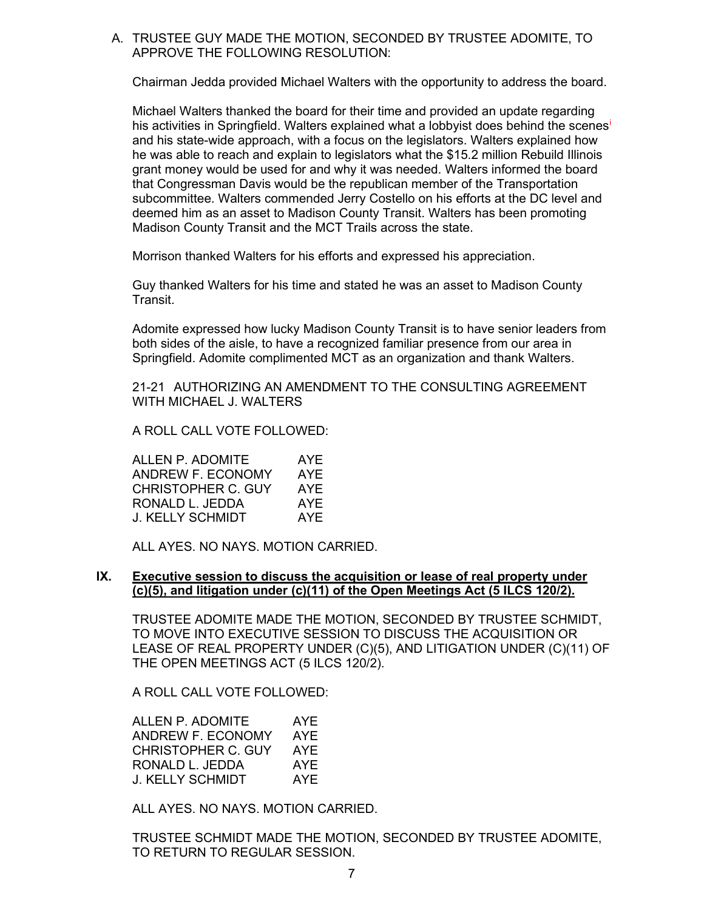A. TRUSTEE GUY MADE THE MOTION, SECONDED BY TRUSTEE ADOMITE, TO APPROVE THE FOLLOWING RESOLUTION:

Chairman Jedda provided Michael Walters with the opportunity to address the board.

Michael Walters thanked the board for their time and provided an update regarding his activities in Springfield. Walters explained what a lobbyist does behind the scenes[i] and his state-wide approach, with a focus on the legislators. Walters explained how he was able to reach and explain to legislators what the $15.2 million Rebuild Illinois grant money would be used for and why it was needed. Walters informed the board that Congressman Davis would be the republican member of the Transportation subcommittee. Walters commended Jerry Costello on his efforts at the DC level and deemed him as an asset to Madison County Transit. Walters has been promoting Madison County Transit and the MCT Trails across the state.

Morrison thanked Walters for his efforts and expressed his appreciation.

Guy thanked Walters for his time and stated he was an asset to Madison County Transit.

Adomite expressed how lucky Madison County Transit is to have senior leaders from both sides of the aisle, to have a recognized familiar presence from our area in Springfield. Adomite complimented MCT as an organization and thank Walters.

21-21 AUTHORIZING AN AMENDMENT TO THE CONSULTING AGREEMENT WITH MICHAEL J. WALTERS

A ROLL CALL VOTE FOLLOWED:

| | |
|---|---|
| ALLEN P. ADOMITE | AYE |
| ANDREW F. ECONOMY | AYE |
| CHRISTOPHER C. GUY | AYE |
| RONALD L. JEDDA | AYE |
| J. KELLY SCHMIDT | AYE |

ALL AYES. NO NAYS. MOTION CARRIED.

## IX. <u>Executive session to discuss the acquisition or lease of real property under (c)(5), and litigation under (c)(11) of the Open Meetings Act (5 ILCS 120/2).</u>

TRUSTEE ADOMITE MADE THE MOTION, SECONDED BY TRUSTEE SCHMIDT, TO MOVE INTO EXECUTIVE SESSION TO DISCUSS THE ACQUISITION OR LEASE OF REAL PROPERTY UNDER (C)(5), AND LITIGATION UNDER (C)(11) OF THE OPEN MEETINGS ACT (5 ILCS 120/2).

A ROLL CALL VOTE FOLLOWED:

| | |
|---|---|
| ALLEN P. ADOMITE | AYE |
| ANDREW F. ECONOMY | AYE |
| CHRISTOPHER C. GUY | AYE |
| RONALD L. JEDDA | AYE |
| J. KELLY SCHMIDT | AYE |

ALL AYES. NO NAYS. MOTION CARRIED.

TRUSTEE SCHMIDT MADE THE MOTION, SECONDED BY TRUSTEE ADOMITE, TO RETURN TO REGULAR SESSION.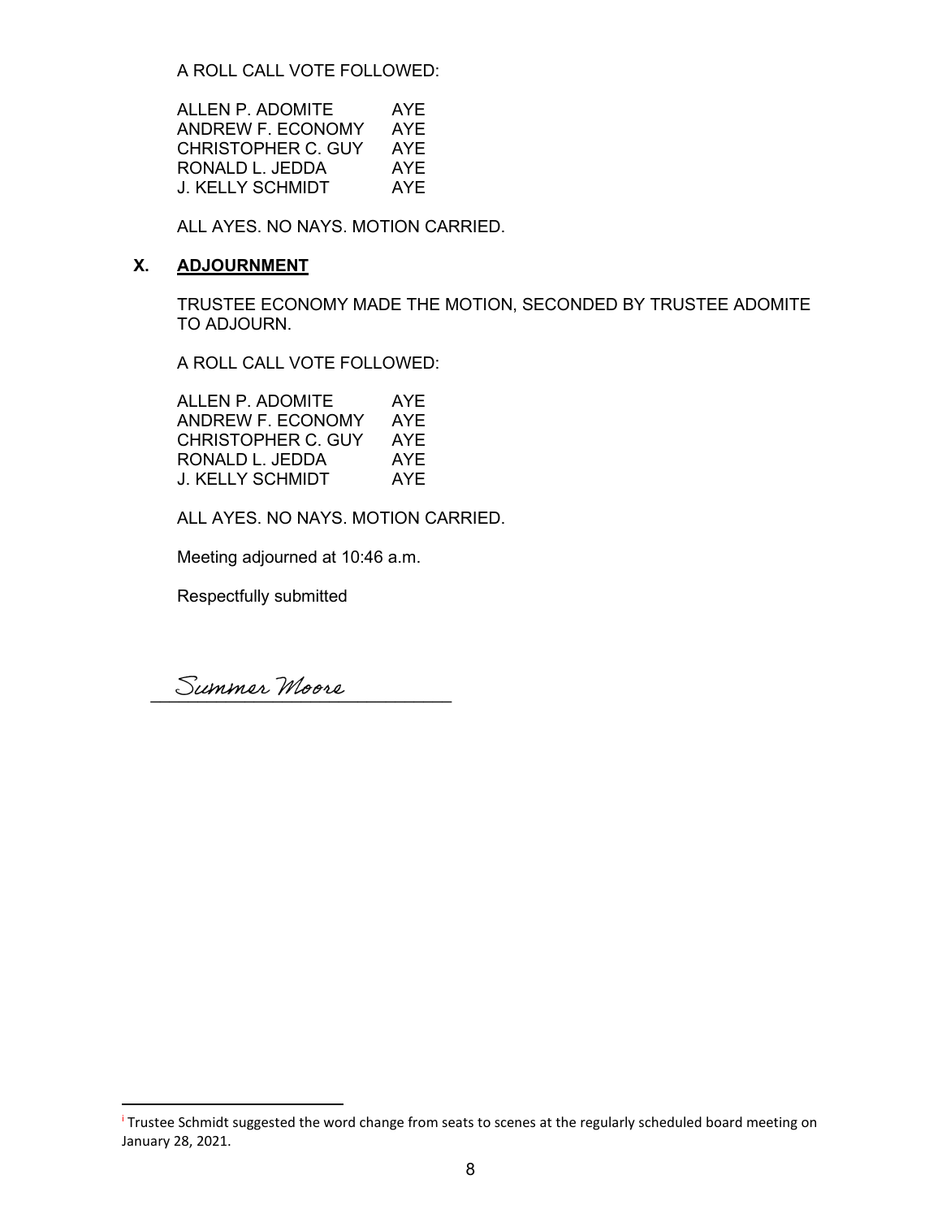A ROLL CALL VOTE FOLLOWED:

| | |
|---|---|
| ALLEN P. ADOMITE | AYE |
| ANDREW F. ECONOMY | AYE |
| CHRISTOPHER C. GUY | AYE |
| RONALD L. JEDDA | AYE |
| J. KELLY SCHMIDT | AYE |

ALL AYES. NO NAYS. MOTION CARRIED.

## X. ADJOURNMENT

TRUSTEE ECONOMY MADE THE MOTION, SECONDED BY TRUSTEE ADOMITE TO ADJOURN.

A ROLL CALL VOTE FOLLOWED:

| | |
|---|---|
| ALLEN P. ADOMITE | AYE |
| ANDREW F. ECONOMY | AYE |
| CHRISTOPHER C. GUY | AYE |
| RONALD L. JEDDA | AYE |
| J. KELLY SCHMIDT | AYE |

ALL AYES. NO NAYS. MOTION CARRIED.

Meeting adjourned at 10:46 a.m.

Respectfully submitted

Summer Moore

---

[i] Trustee Schmidt suggested the word change from seats to scenes at the regularly scheduled board meeting on January 28, 2021.